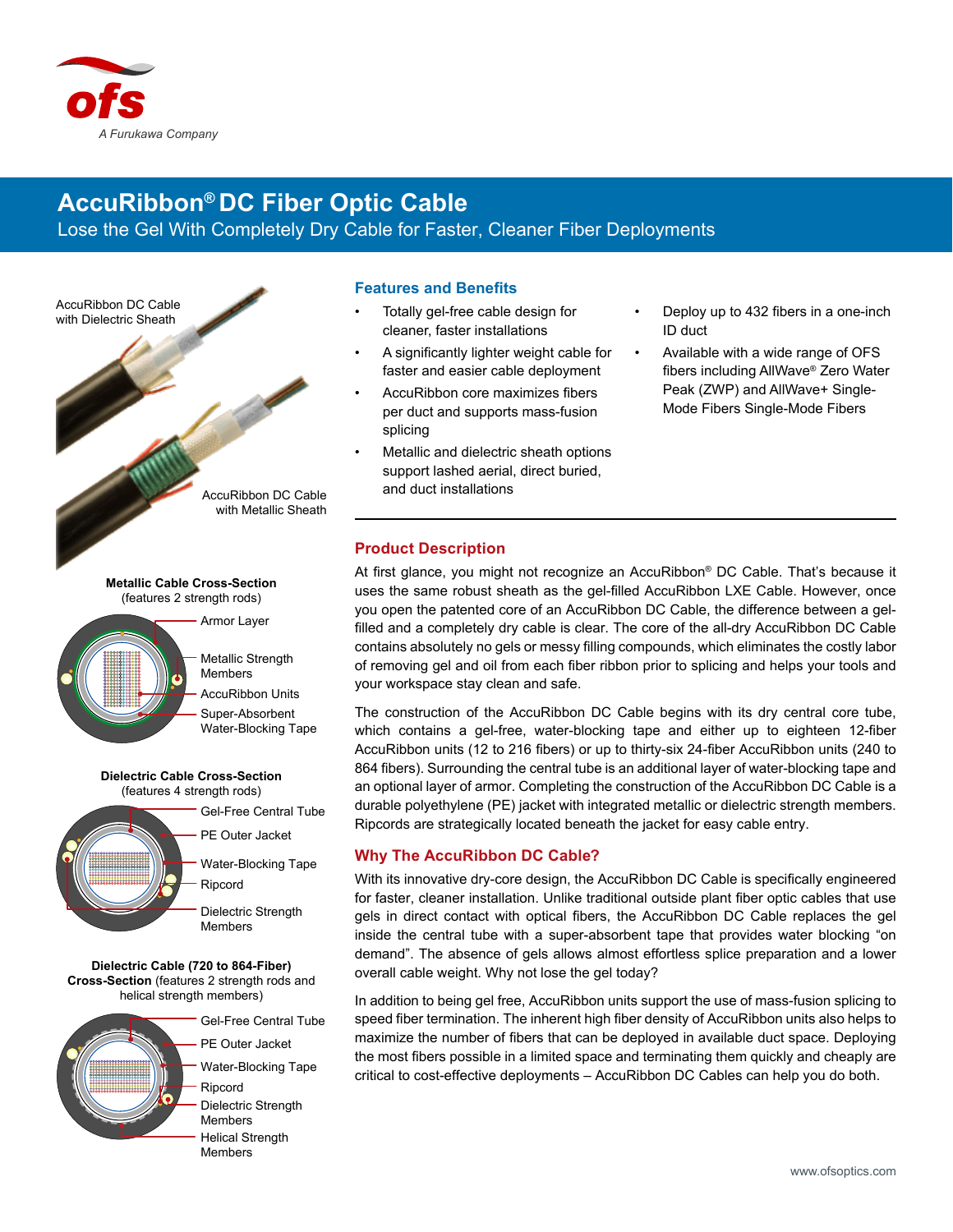ofs
A Furukawa Company

# AccuRibbon® DC Fiber Optic Cable

Lose the Gel With Completely Dry Cable for Faster, Cleaner Fiber Deployments

AccuRibbon DC Cable with Dielectric Sheath

AccuRibbon DC Cable with Metallic Sheath

**Metallic Cable Cross-Section** (features 2 strength rods)

Armor Layer
Metallic Strength Members
AccuRibbon Units
Super-Absorbent Water-Blocking Tape

**Dielectric Cable Cross-Section** (features 4 strength rods)

Gel-Free Central Tube
PE Outer Jacket
Water-Blocking Tape
Ripcord
Dielectric Strength Members

**Dielectric Cable (720 to 864-Fiber) Cross-Section** (features 2 strength rods and helical strength members)

Gel-Free Central Tube
PE Outer Jacket
Water-Blocking Tape
Ripcord
Dielectric Strength Members
Helical Strength Members

## Features and Benefits

- Totally gel-free cable design for cleaner, faster installations
- A significantly lighter weight cable for faster and easier cable deployment
- AccuRibbon core maximizes fibers per duct and supports mass-fusion splicing
- Metallic and dielectric sheath options support lashed aerial, direct buried, and duct installations
- Deploy up to 432 fibers in a one-inch ID duct
- Available with a wide range of OFS fibers including AllWave® Zero Water Peak (ZWP) and AllWave+ Single-Mode Fibers Single-Mode Fibers

## Product Description

At first glance, you might not recognize an AccuRibbon® DC Cable. That's because it uses the same robust sheath as the gel-filled AccuRibbon LXE Cable. However, once you open the patented core of an AccuRibbon DC Cable, the difference between a gel-filled and a completely dry cable is clear. The core of the all-dry AccuRibbon DC Cable contains absolutely no gels or messy filling compounds, which eliminates the costly labor of removing gel and oil from each fiber ribbon prior to splicing and helps your tools and your workspace stay clean and safe.

The construction of the AccuRibbon DC Cable begins with its dry central core tube, which contains a gel-free, water-blocking tape and either up to eighteen 12-fiber AccuRibbon units (12 to 216 fibers) or up to thirty-six 24-fiber AccuRibbon units (240 to 864 fibers). Surrounding the central tube is an additional layer of water-blocking tape and an optional layer of armor. Completing the construction of the AccuRibbon DC Cable is a durable polyethylene (PE) jacket with integrated metallic or dielectric strength members. Ripcords are strategically located beneath the jacket for easy cable entry.

## Why The AccuRibbon DC Cable?

With its innovative dry-core design, the AccuRibbon DC Cable is specifically engineered for faster, cleaner installation. Unlike traditional outside plant fiber optic cables that use gels in direct contact with optical fibers, the AccuRibbon DC Cable replaces the gel inside the central tube with a super-absorbent tape that provides water blocking "on demand". The absence of gels allows almost effortless splice preparation and a lower overall cable weight. Why not lose the gel today?

In addition to being gel free, AccuRibbon units support the use of mass-fusion splicing to speed fiber termination. The inherent high fiber density of AccuRibbon units also helps to maximize the number of fibers that can be deployed in available duct space. Deploying the most fibers possible in a limited space and terminating them quickly and cheaply are critical to cost-effective deployments – AccuRibbon DC Cables can help you do both.

www.ofsoptics.com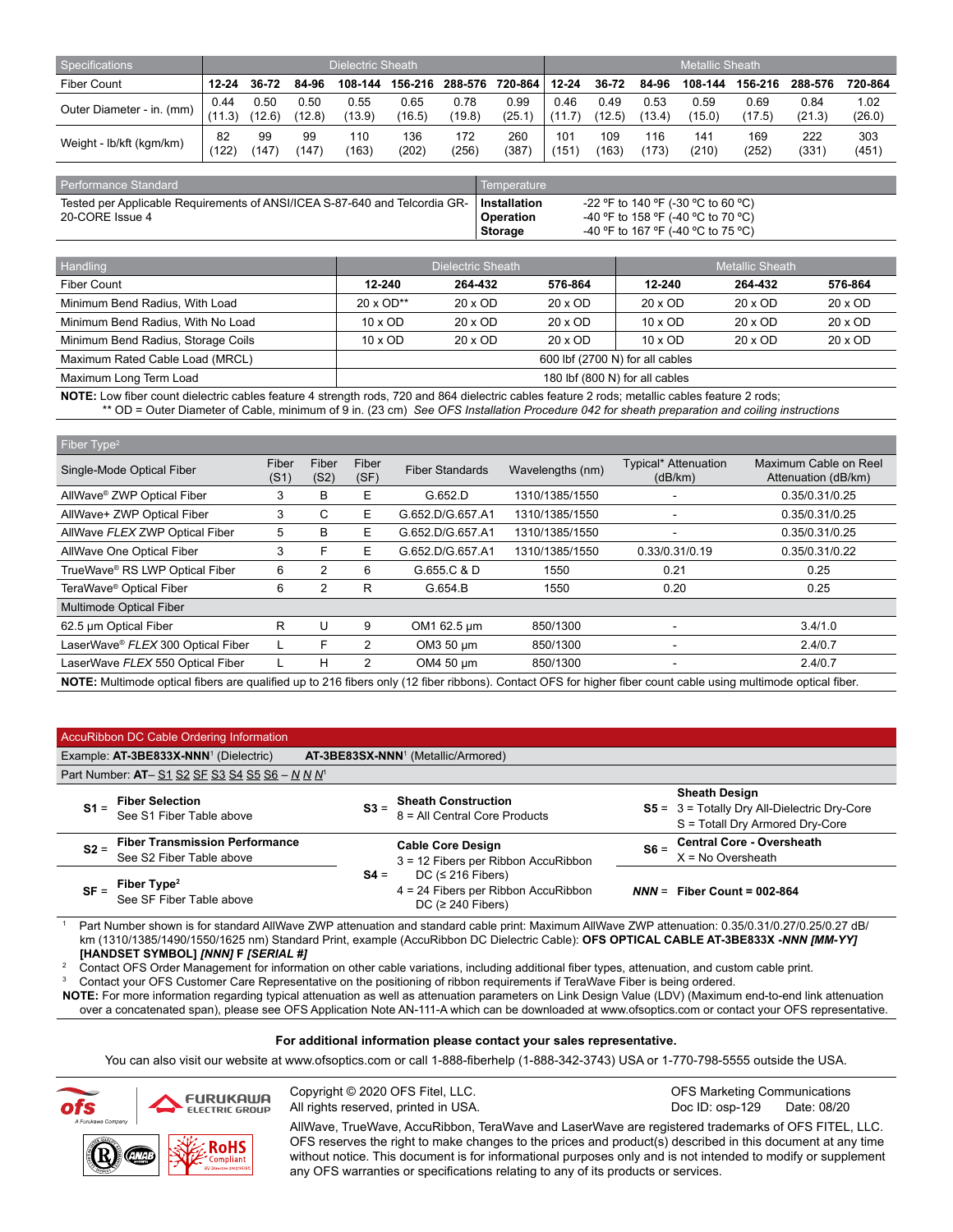| Specifications | Dielectric Sheath | | | | | | | Metallic Sheath | | | | | | |
|---|---|---|---|---|---|---|---|---|---|---|---|---|---|---|
| Fiber Count | 12-24 | 36-72 | 84-96 | 108-144 | 156-216 | 288-576 | 720-864 | 12-24 | 36-72 | 84-96 | 108-144 | 156-216 | 288-576 | 720-864 |
| Outer Diameter - in. (mm) | 0.44 (11.3) | 0.50 (12.6) | 0.50 (12.8) | 0.55 (13.9) | 0.65 (16.5) | 0.78 (19.8) | 0.99 (25.1) | 0.46 (11.7) | 0.49 (12.5) | 0.53 (13.4) | 0.59 (15.0) | 0.69 (17.5) | 0.84 (21.3) | 1.02 (26.0) |
| Weight - lb/kft (kgm/km) | 82 (122) | 99 (147) | 99 (147) | 110 (163) | 136 (202) | 172 (256) | 260 (387) | 101 (151) | 109 (163) | 116 (173) | 141 (210) | 169 (252) | 222 (331) | 303 (451) |

| Performance Standard | Temperature | |
|---|---|---|
| Tested per Applicable Requirements of ANSI/ICEA S-87-640 and Telcordia GR-20-CORE Issue 4 | **Installation** | -22 ºF to 140 ºF (-30 ºC to 60 ºC) |
| | **Operation** | -40 ºF to 158 ºF (-40 ºC to 70 ºC) |
| | **Storage** | -40 ºF to 167 ºF (-40 ºC to 75 ºC) |

| Handling | Dielectric Sheath | | | Metallic Sheath | | |
|---|---|---|---|---|---|---|
| Fiber Count | 12-240 | 264-432 | 576-864 | 12-240 | 264-432 | 576-864 |
| Minimum Bend Radius, With Load | 20 x OD** | 20 x OD | 20 x OD | 20 x OD | 20 x OD | 20 x OD |
| Minimum Bend Radius, With No Load | 10 x OD | 20 x OD | 20 x OD | 10 x OD | 20 x OD | 20 x OD |
| Minimum Bend Radius, Storage Coils | 10 x OD | 20 x OD | 20 x OD | 10 x OD | 20 x OD | 20 x OD |
| Maximum Rated Cable Load (MRCL) | 600 lbf (2700 N) for all cables | | | | | |
| Maximum Long Term Load | 180 lbf (800 N) for all cables | | | | | |

**NOTE:** Low fiber count dielectric cables feature 4 strength rods, 720 and 864 dielectric cables feature 2 rods; metallic cables feature 2 rods;
** OD = Outer Diameter of Cable, minimum of 9 in. (23 cm) *See OFS Installation Procedure 042 for sheath preparation and coiling instructions*

| Fiber Type[2] | | | | | | | |
|---|---|---|---|---|---|---|---|
| Single-Mode Optical Fiber | Fiber (S1) | Fiber (S2) | Fiber (SF) | Fiber Standards | Wavelengths (nm) | Typical* Attenuation (dB/km) | Maximum Cable on Reel Attenuation (dB/km) |
| AllWave® ZWP Optical Fiber | 3 | B | E | G.652.D | 1310/1385/1550 | - | 0.35/0.31/0.25 |
| AllWave+ ZWP Optical Fiber | 3 | C | E | G.652.D/G.657.A1 | 1310/1385/1550 | - | 0.35/0.31/0.25 |
| AllWave *FLEX* ZWP Optical Fiber | 5 | B | E | G.652.D/G.657.A1 | 1310/1385/1550 | - | 0.35/0.31/0.25 |
| AllWave One Optical Fiber | 3 | F | E | G.652.D/G.657.A1 | 1310/1385/1550 | 0.33/0.31/0.19 | 0.35/0.31/0.22 |
| TrueWave® RS LWP Optical Fiber | 6 | 2 | 6 | G.655.C & D | 1550 | 0.21 | 0.25 |
| TeraWave® Optical Fiber | 6 | 2 | R | G.654.B | 1550 | 0.20 | 0.25 |
| Multimode Optical Fiber | | | | | | | |
| 62.5 µm Optical Fiber | R | U | 9 | OM1 62.5 µm | 850/1300 | - | 3.4/1.0 |
| LaserWave® *FLEX* 300 Optical Fiber | L | F | 2 | OM3 50 µm | 850/1300 | - | 2.4/0.7 |
| LaserWave *FLEX* 550 Optical Fiber | L | H | 2 | OM4 50 µm | 850/1300 | - | 2.4/0.7 |

**NOTE:** Multimode optical fibers are qualified up to 216 fibers only (12 fiber ribbons). Contact OFS for higher fiber count cable using multimode optical fiber.

## AccuRibbon DC Cable Ordering Information

Example: **AT-3BE833X-NNN**[1] (Dielectric) **AT-3BE83SX-NNN**[1] (Metallic/Armored)

Part Number: **AT**– S1 S2 SF S3 S4 S5 S6 – *N N N*[1]

**S1 =** **Fiber Selection**
See S1 Fiber Table above

**S2 =** **Fiber Transmission Performance**
See S2 Fiber Table above

**SF =** **Fiber Type**[2]
See SF Fiber Table above

**S3 =** **Sheath Construction**
8 = All Central Core Products

**S4 =** **Cable Core Design**
3 = 12 Fibers per Ribbon AccuRibbon DC (≤ 216 Fibers)
4 = 24 Fibers per Ribbon AccuRibbon DC (≥ 240 Fibers)

**S5 =** **Sheath Design**
3 = Totally Dry All-Dielectric Dry-Core
S = Totall Dry Armored Dry-Core

**S6 =** **Central Core - Oversheath**
X = No Oversheath

***NNN*** **=** **Fiber Count = 002-864**

[1] Part Number shown is for standard AllWave ZWP attenuation and standard cable print: Maximum AllWave ZWP attenuation: 0.35/0.31/0.27/0.25/0.27 dB/km (1310/1385/1490/1550/1625 nm) Standard Print, example (AccuRibbon DC Dielectric Cable): **OFS OPTICAL CABLE AT-3BE833X -*NNN [MM-YY]* [HANDSET SYMBOL] *[NNN]* F *[SERIAL #]***

[2] Contact OFS Order Management for information on other cable variations, including additional fiber types, attenuation, and custom cable print.

[3] Contact your OFS Customer Care Representative on the positioning of ribbon requirements if TeraWave Fiber is being ordered.

**NOTE:** For more information regarding typical attenuation as well as attenuation parameters on Link Design Value (LDV) (Maximum end-to-end link attenuation over a concatenated span), please see OFS Application Note AN-111-A which can be downloaded at www.ofsoptics.com or contact your OFS representative.

**For additional information please contact your sales representative.**

You can also visit our website at www.ofsoptics.com or call 1-888-fiberhelp (1-888-342-3743) USA or 1-770-798-5555 outside the USA.

Copyright © 2020 OFS Fitel, LLC.
All rights reserved, printed in USA.

OFS Marketing Communications
Doc ID: osp-129 Date: 08/20

AllWave, TrueWave, AccuRibbon, TeraWave and LaserWave are registered trademarks of OFS FITEL, LLC. OFS reserves the right to make changes to the prices and product(s) described in this document at any time without notice. This document is for informational purposes only and is not intended to modify or supplement any OFS warranties or specifications relating to any of its products or services.